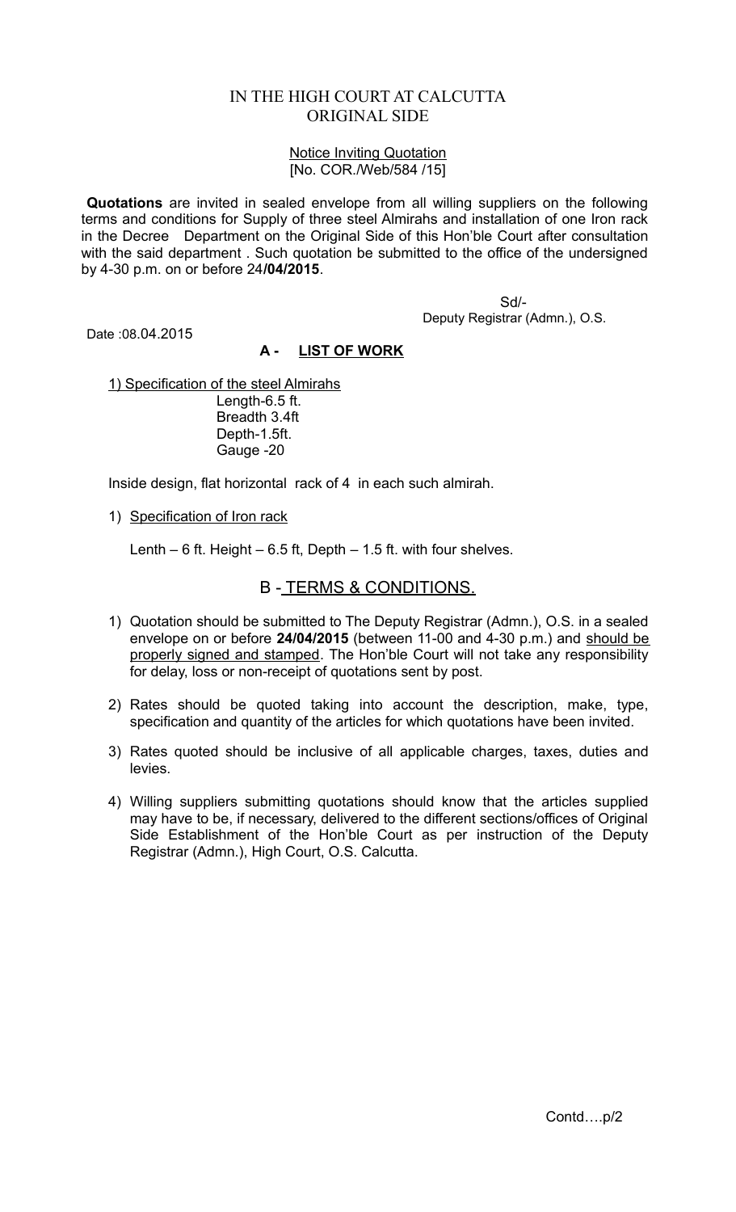IN THE HIGH COURT AT CALCUTTA
ORIGINAL SIDE

Notice Inviting Quotation
[No. COR./Web/584 /15]

**Quotations** are invited in sealed envelope from all willing suppliers on the following terms and conditions for Supply of three steel Almirahs and installation of one Iron rack in the Decree Department on the Original Side of this Hon'ble Court after consultation with the said department . Such quotation be submitted to the office of the undersigned by 4-30 p.m. on or before 24**/04/2015**.

Sd/-
Deputy Registrar (Admn.), O.S.

Date :08.04.2015

## A - LIST OF WORK

1) Specification of the steel Almirahs
   Length-6.5 ft.
   Breadth 3.4ft
   Depth-1.5ft.
   Gauge -20

Inside design, flat horizontal rack of 4 in each such almirah.

1) Specification of Iron rack

Lenth – 6 ft. Height – 6.5 ft, Depth – 1.5 ft. with four shelves.

## B - TERMS & CONDITIONS.

1) Quotation should be submitted to The Deputy Registrar (Admn.), O.S. in a sealed envelope on or before **24/04/2015** (between 11-00 and 4-30 p.m.) and should be properly signed and stamped. The Hon'ble Court will not take any responsibility for delay, loss or non-receipt of quotations sent by post.
2) Rates should be quoted taking into account the description, make, type, specification and quantity of the articles for which quotations have been invited.
3) Rates quoted should be inclusive of all applicable charges, taxes, duties and levies.
4) Willing suppliers submitting quotations should know that the articles supplied may have to be, if necessary, delivered to the different sections/offices of Original Side Establishment of the Hon'ble Court as per instruction of the Deputy Registrar (Admn.), High Court, O.S. Calcutta.

Contd….p/2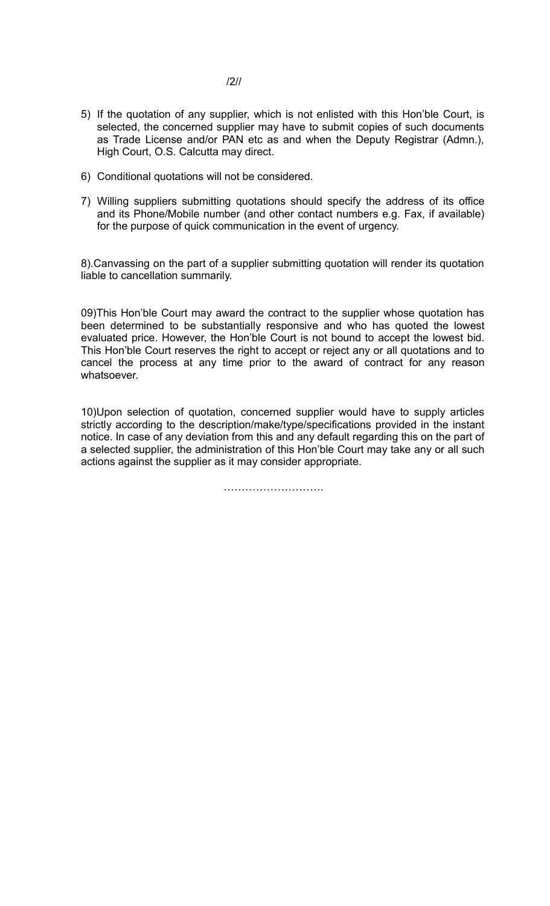5) If the quotation of any supplier, which is not enlisted with this Hon'ble Court, is selected, the concerned supplier may have to submit copies of such documents as Trade License and/or PAN etc as and when the Deputy Registrar (Admn.), High Court, O.S. Calcutta may direct.

6) Conditional quotations will not be considered.

7) Willing suppliers submitting quotations should specify the address of its office and its Phone/Mobile number (and other contact numbers e.g. Fax, if available) for the purpose of quick communication in the event of urgency.

8).Canvassing on the part of a supplier submitting quotation will render its quotation liable to cancellation summarily.

09)This Hon'ble Court may award the contract to the supplier whose quotation has been determined to be substantially responsive and who has quoted the lowest evaluated price. However, the Hon'ble Court is not bound to accept the lowest bid. This Hon'ble Court reserves the right to accept or reject any or all quotations and to cancel the process at any time prior to the award of contract for any reason whatsoever.

10)Upon selection of quotation, concerned supplier would have to supply articles strictly according to the description/make/type/specifications provided in the instant notice. In case of any deviation from this and any default regarding this on the part of a selected supplier, the administration of this Hon'ble Court may take any or all such actions against the supplier as it may consider appropriate.

……………………….